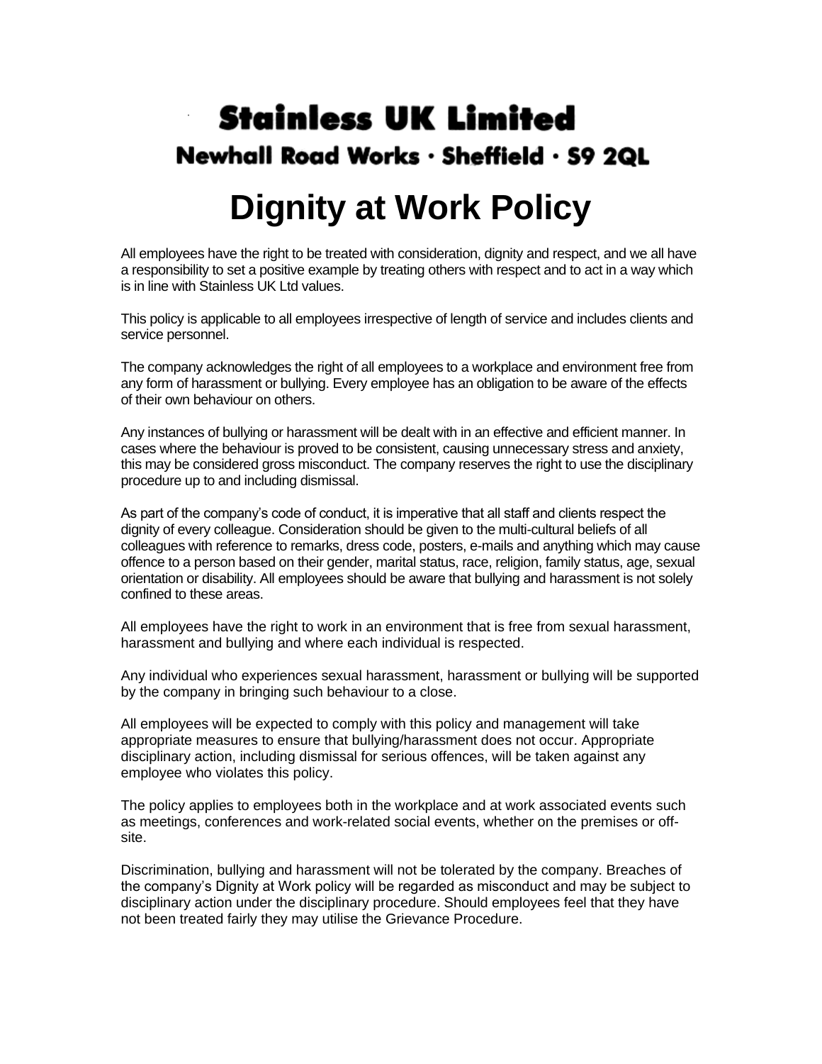**Stainless UK Limited**

**Newhall Road Works · Sheffield · S9 2QL**

# Dignity at Work Policy

All employees have the right to be treated with consideration, dignity and respect, and we all have a responsibility to set a positive example by treating others with respect and to act in a way which is in line with Stainless UK Ltd values.

This policy is applicable to all employees irrespective of length of service and includes clients and service personnel.

The company acknowledges the right of all employees to a workplace and environment free from any form of harassment or bullying. Every employee has an obligation to be aware of the effects of their own behaviour on others.

Any instances of bullying or harassment will be dealt with in an effective and efficient manner. In cases where the behaviour is proved to be consistent, causing unnecessary stress and anxiety, this may be considered gross misconduct. The company reserves the right to use the disciplinary procedure up to and including dismissal.

As part of the company's code of conduct, it is imperative that all staff and clients respect the dignity of every colleague. Consideration should be given to the multi-cultural beliefs of all colleagues with reference to remarks, dress code, posters, e-mails and anything which may cause offence to a person based on their gender, marital status, race, religion, family status, age, sexual orientation or disability. All employees should be aware that bullying and harassment is not solely confined to these areas.

All employees have the right to work in an environment that is free from sexual harassment, harassment and bullying and where each individual is respected.

Any individual who experiences sexual harassment, harassment or bullying will be supported by the company in bringing such behaviour to a close.

All employees will be expected to comply with this policy and management will take appropriate measures to ensure that bullying/harassment does not occur. Appropriate disciplinary action, including dismissal for serious offences, will be taken against any employee who violates this policy.

The policy applies to employees both in the workplace and at work associated events such as meetings, conferences and work-related social events, whether on the premises or off-site.

Discrimination, bullying and harassment will not be tolerated by the company. Breaches of the company's Dignity at Work policy will be regarded as misconduct and may be subject to disciplinary action under the disciplinary procedure. Should employees feel that they have not been treated fairly they may utilise the Grievance Procedure.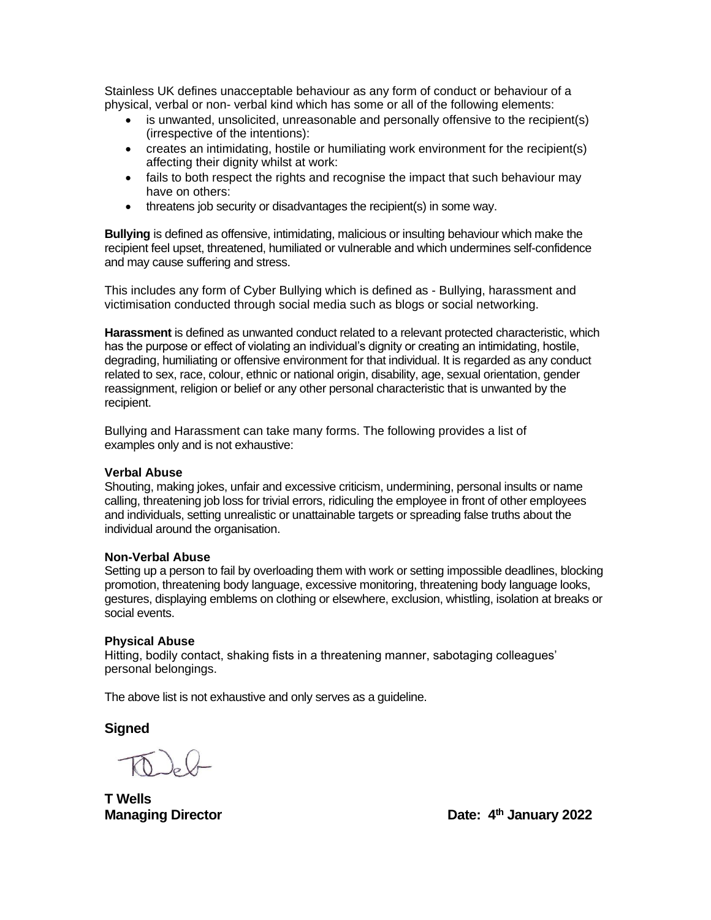Stainless UK defines unacceptable behaviour as any form of conduct or behaviour of a physical, verbal or non- verbal kind which has some or all of the following elements:

- is unwanted, unsolicited, unreasonable and personally offensive to the recipient(s) (irrespective of the intentions):
- creates an intimidating, hostile or humiliating work environment for the recipient(s) affecting their dignity whilst at work:
- fails to both respect the rights and recognise the impact that such behaviour may have on others:
- threatens job security or disadvantages the recipient(s) in some way.

**Bullying** is defined as offensive, intimidating, malicious or insulting behaviour which make the recipient feel upset, threatened, humiliated or vulnerable and which undermines self-confidence and may cause suffering and stress.

This includes any form of Cyber Bullying which is defined as - Bullying, harassment and victimisation conducted through social media such as blogs or social networking.

**Harassment** is defined as unwanted conduct related to a relevant protected characteristic, which has the purpose or effect of violating an individual's dignity or creating an intimidating, hostile, degrading, humiliating or offensive environment for that individual. It is regarded as any conduct related to sex, race, colour, ethnic or national origin, disability, age, sexual orientation, gender reassignment, religion or belief or any other personal characteristic that is unwanted by the recipient.

Bullying and Harassment can take many forms. The following provides a list of examples only and is not exhaustive:

**Verbal Abuse**
Shouting, making jokes, unfair and excessive criticism, undermining, personal insults or name calling, threatening job loss for trivial errors, ridiculing the employee in front of other employees and individuals, setting unrealistic or unattainable targets or spreading false truths about the individual around the organisation.

**Non-Verbal Abuse**
Setting up a person to fail by overloading them with work or setting impossible deadlines, blocking promotion, threatening body language, excessive monitoring, threatening body language looks, gestures, displaying emblems on clothing or elsewhere, exclusion, whistling, isolation at breaks or social events.

**Physical Abuse**
Hitting, bodily contact, shaking fists in a threatening manner, sabotaging colleagues' personal belongings.

The above list is not exhaustive and only serves as a guideline.

**Signed**

**T Wells**
**Managing Director** **Date: 4th January 2022**